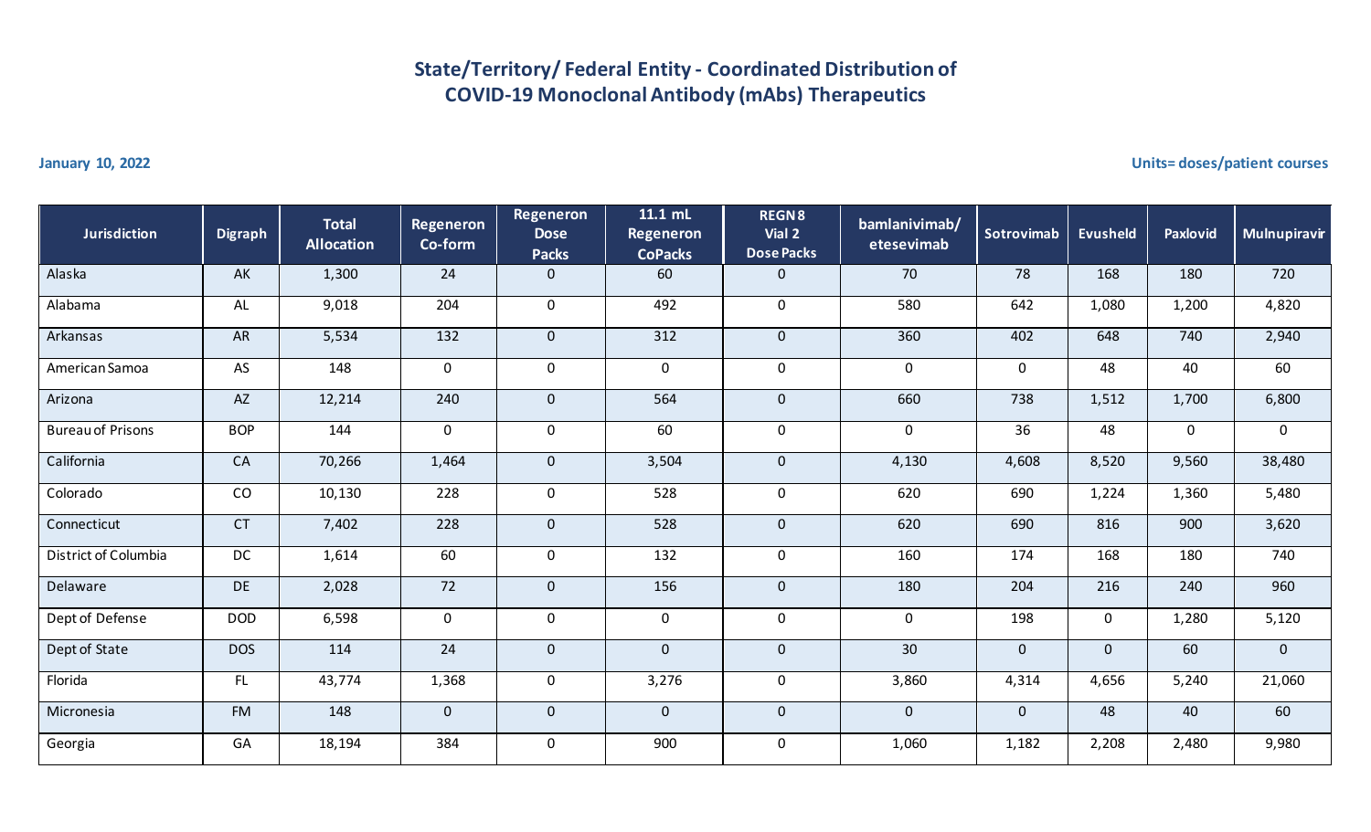# State/Territory/ Federal Entity - Coordinated Distribution of COVID-19 Monoclonal Antibody (mAbs) Therapeutics

**January 10, 2022**

**Units= doses/patient courses**

| Jurisdiction | Digraph | Total Allocation | Regeneron Co-form | Regeneron Dose Packs | 11.1 mL Regeneron CoPacks | REGN8 Vial 2 Dose Packs | bamlanivimab/ etesevimab | Sotrovimab | Evusheld | Paxlovid | Mulnupiravir |
|---|---|---|---|---|---|---|---|---|---|---|---|
| Alaska | AK | 1,300 | 24 | 0 | 60 | 0 | 70 | 78 | 168 | 180 | 720 |
| Alabama | AL | 9,018 | 204 | 0 | 492 | 0 | 580 | 642 | 1,080 | 1,200 | 4,820 |
| Arkansas | AR | 5,534 | 132 | 0 | 312 | 0 | 360 | 402 | 648 | 740 | 2,940 |
| American Samoa | AS | 148 | 0 | 0 | 0 | 0 | 0 | 0 | 48 | 40 | 60 |
| Arizona | AZ | 12,214 | 240 | 0 | 564 | 0 | 660 | 738 | 1,512 | 1,700 | 6,800 |
| Bureau of Prisons | BOP | 144 | 0 | 0 | 60 | 0 | 0 | 36 | 48 | 0 | 0 |
| California | CA | 70,266 | 1,464 | 0 | 3,504 | 0 | 4,130 | 4,608 | 8,520 | 9,560 | 38,480 |
| Colorado | CO | 10,130 | 228 | 0 | 528 | 0 | 620 | 690 | 1,224 | 1,360 | 5,480 |
| Connecticut | CT | 7,402 | 228 | 0 | 528 | 0 | 620 | 690 | 816 | 900 | 3,620 |
| District of Columbia | DC | 1,614 | 60 | 0 | 132 | 0 | 160 | 174 | 168 | 180 | 740 |
| Delaware | DE | 2,028 | 72 | 0 | 156 | 0 | 180 | 204 | 216 | 240 | 960 |
| Dept of Defense | DOD | 6,598 | 0 | 0 | 0 | 0 | 0 | 198 | 0 | 1,280 | 5,120 |
| Dept of State | DOS | 114 | 24 | 0 | 0 | 0 | 30 | 0 | 0 | 60 | 0 |
| Florida | FL | 43,774 | 1,368 | 0 | 3,276 | 0 | 3,860 | 4,314 | 4,656 | 5,240 | 21,060 |
| Micronesia | FM | 148 | 0 | 0 | 0 | 0 | 0 | 0 | 48 | 40 | 60 |
| Georgia | GA | 18,194 | 384 | 0 | 900 | 0 | 1,060 | 1,182 | 2,208 | 2,480 | 9,980 |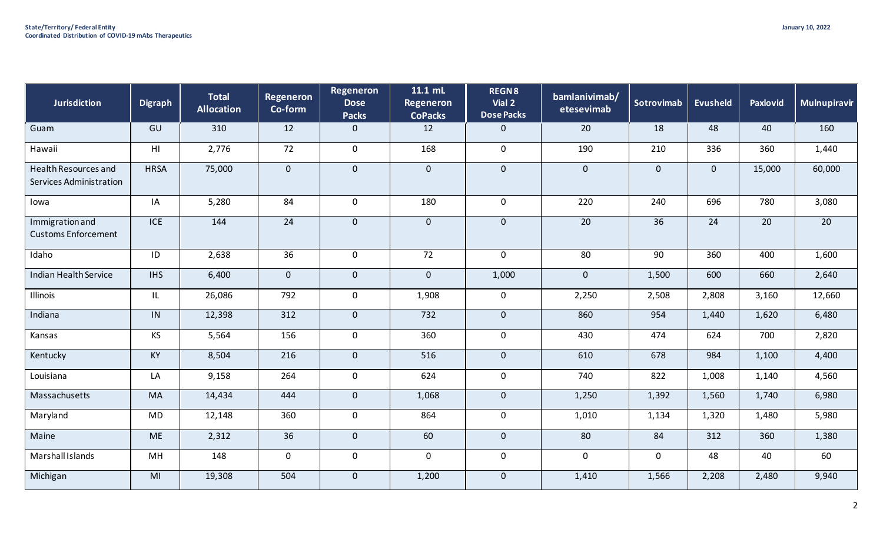**State/Territory/ Federal Entity**
**Coordinated Distribution of COVID-19 mAbs Therapeutics**

**January 10, 2022**

| Jurisdiction | Digraph | Total Allocation | Regeneron Co-form | Regeneron Dose Packs | 11.1 mL Regeneron CoPacks | REGN8 Vial 2 Dose Packs | bamlanivimab/ etesevimab | Sotrovimab | Evusheld | Paxlovid | Mulnupiravir |
|---|---|---|---|---|---|---|---|---|---|---|---|
| Guam | GU | 310 | 12 | 0 | 12 | 0 | 20 | 18 | 48 | 40 | 160 |
| Hawaii | HI | 2,776 | 72 | 0 | 168 | 0 | 190 | 210 | 336 | 360 | 1,440 |
| Health Resources and Services Administration | HRSA | 75,000 | 0 | 0 | 0 | 0 | 0 | 0 | 0 | 15,000 | 60,000 |
| Iowa | IA | 5,280 | 84 | 0 | 180 | 0 | 220 | 240 | 696 | 780 | 3,080 |
| Immigration and Customs Enforcement | ICE | 144 | 24 | 0 | 0 | 0 | 20 | 36 | 24 | 20 | 20 |
| Idaho | ID | 2,638 | 36 | 0 | 72 | 0 | 80 | 90 | 360 | 400 | 1,600 |
| Indian Health Service | IHS | 6,400 | 0 | 0 | 0 | 1,000 | 0 | 1,500 | 600 | 660 | 2,640 |
| Illinois | IL | 26,086 | 792 | 0 | 1,908 | 0 | 2,250 | 2,508 | 2,808 | 3,160 | 12,660 |
| Indiana | IN | 12,398 | 312 | 0 | 732 | 0 | 860 | 954 | 1,440 | 1,620 | 6,480 |
| Kansas | KS | 5,564 | 156 | 0 | 360 | 0 | 430 | 474 | 624 | 700 | 2,820 |
| Kentucky | KY | 8,504 | 216 | 0 | 516 | 0 | 610 | 678 | 984 | 1,100 | 4,400 |
| Louisiana | LA | 9,158 | 264 | 0 | 624 | 0 | 740 | 822 | 1,008 | 1,140 | 4,560 |
| Massachusetts | MA | 14,434 | 444 | 0 | 1,068 | 0 | 1,250 | 1,392 | 1,560 | 1,740 | 6,980 |
| Maryland | MD | 12,148 | 360 | 0 | 864 | 0 | 1,010 | 1,134 | 1,320 | 1,480 | 5,980 |
| Maine | ME | 2,312 | 36 | 0 | 60 | 0 | 80 | 84 | 312 | 360 | 1,380 |
| Marshall Islands | MH | 148 | 0 | 0 | 0 | 0 | 0 | 0 | 48 | 40 | 60 |
| Michigan | MI | 19,308 | 504 | 0 | 1,200 | 0 | 1,410 | 1,566 | 2,208 | 2,480 | 9,940 |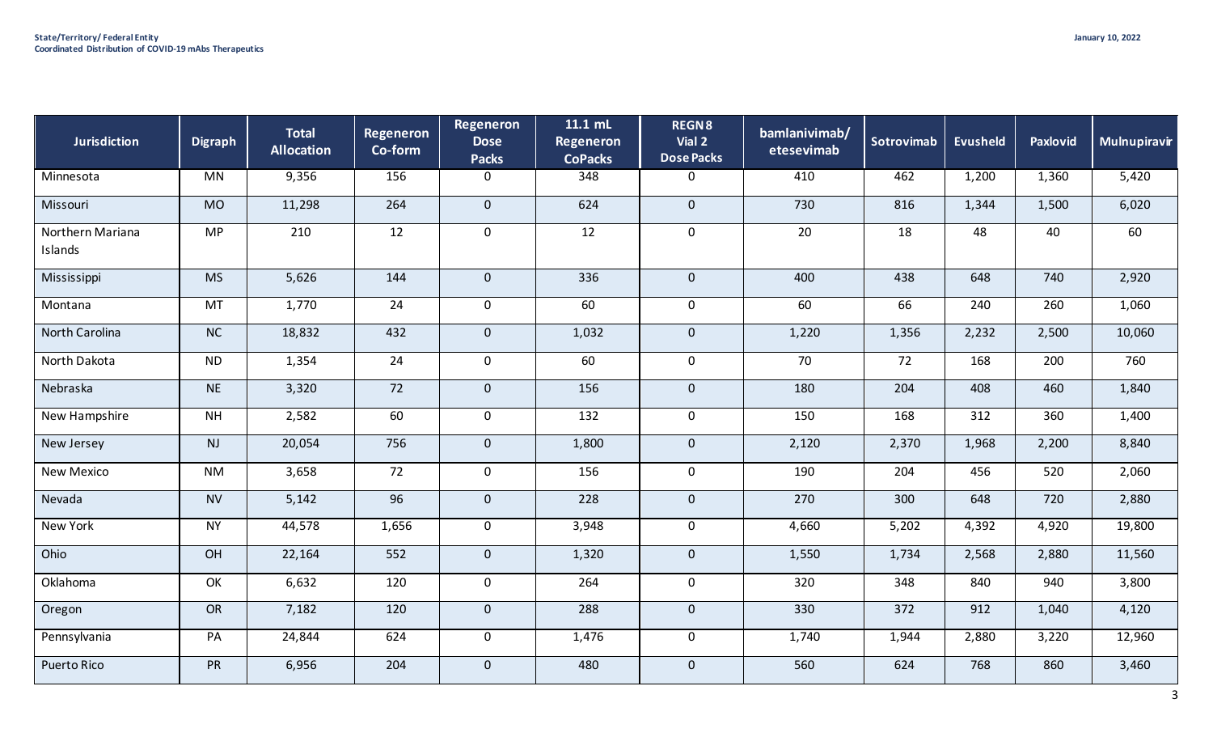**State/Territory/ Federal Entity**
**Coordinated Distribution of COVID-19 mAbs Therapeutics**

**January 10, 2022**

| Jurisdiction | Digraph | Total Allocation | Regeneron Co-form | Regeneron Dose Packs | 11.1 mL Regeneron CoPacks | REGN8 Vial 2 Dose Packs | bamlanivimab/ etesevimab | Sotrovimab | Evusheld | Paxlovid | Mulnupiravir |
|---|---|---|---|---|---|---|---|---|---|---|---|
| Minnesota | MN | 9,356 | 156 | 0 | 348 | 0 | 410 | 462 | 1,200 | 1,360 | 5,420 |
| Missouri | MO | 11,298 | 264 | 0 | 624 | 0 | 730 | 816 | 1,344 | 1,500 | 6,020 |
| Northern Mariana Islands | MP | 210 | 12 | 0 | 12 | 0 | 20 | 18 | 48 | 40 | 60 |
| Mississippi | MS | 5,626 | 144 | 0 | 336 | 0 | 400 | 438 | 648 | 740 | 2,920 |
| Montana | MT | 1,770 | 24 | 0 | 60 | 0 | 60 | 66 | 240 | 260 | 1,060 |
| North Carolina | NC | 18,832 | 432 | 0 | 1,032 | 0 | 1,220 | 1,356 | 2,232 | 2,500 | 10,060 |
| North Dakota | ND | 1,354 | 24 | 0 | 60 | 0 | 70 | 72 | 168 | 200 | 760 |
| Nebraska | NE | 3,320 | 72 | 0 | 156 | 0 | 180 | 204 | 408 | 460 | 1,840 |
| New Hampshire | NH | 2,582 | 60 | 0 | 132 | 0 | 150 | 168 | 312 | 360 | 1,400 |
| New Jersey | NJ | 20,054 | 756 | 0 | 1,800 | 0 | 2,120 | 2,370 | 1,968 | 2,200 | 8,840 |
| New Mexico | NM | 3,658 | 72 | 0 | 156 | 0 | 190 | 204 | 456 | 520 | 2,060 |
| Nevada | NV | 5,142 | 96 | 0 | 228 | 0 | 270 | 300 | 648 | 720 | 2,880 |
| New York | NY | 44,578 | 1,656 | 0 | 3,948 | 0 | 4,660 | 5,202 | 4,392 | 4,920 | 19,800 |
| Ohio | OH | 22,164 | 552 | 0 | 1,320 | 0 | 1,550 | 1,734 | 2,568 | 2,880 | 11,560 |
| Oklahoma | OK | 6,632 | 120 | 0 | 264 | 0 | 320 | 348 | 840 | 940 | 3,800 |
| Oregon | OR | 7,182 | 120 | 0 | 288 | 0 | 330 | 372 | 912 | 1,040 | 4,120 |
| Pennsylvania | PA | 24,844 | 624 | 0 | 1,476 | 0 | 1,740 | 1,944 | 2,880 | 3,220 | 12,960 |
| Puerto Rico | PR | 6,956 | 204 | 0 | 480 | 0 | 560 | 624 | 768 | 860 | 3,460 |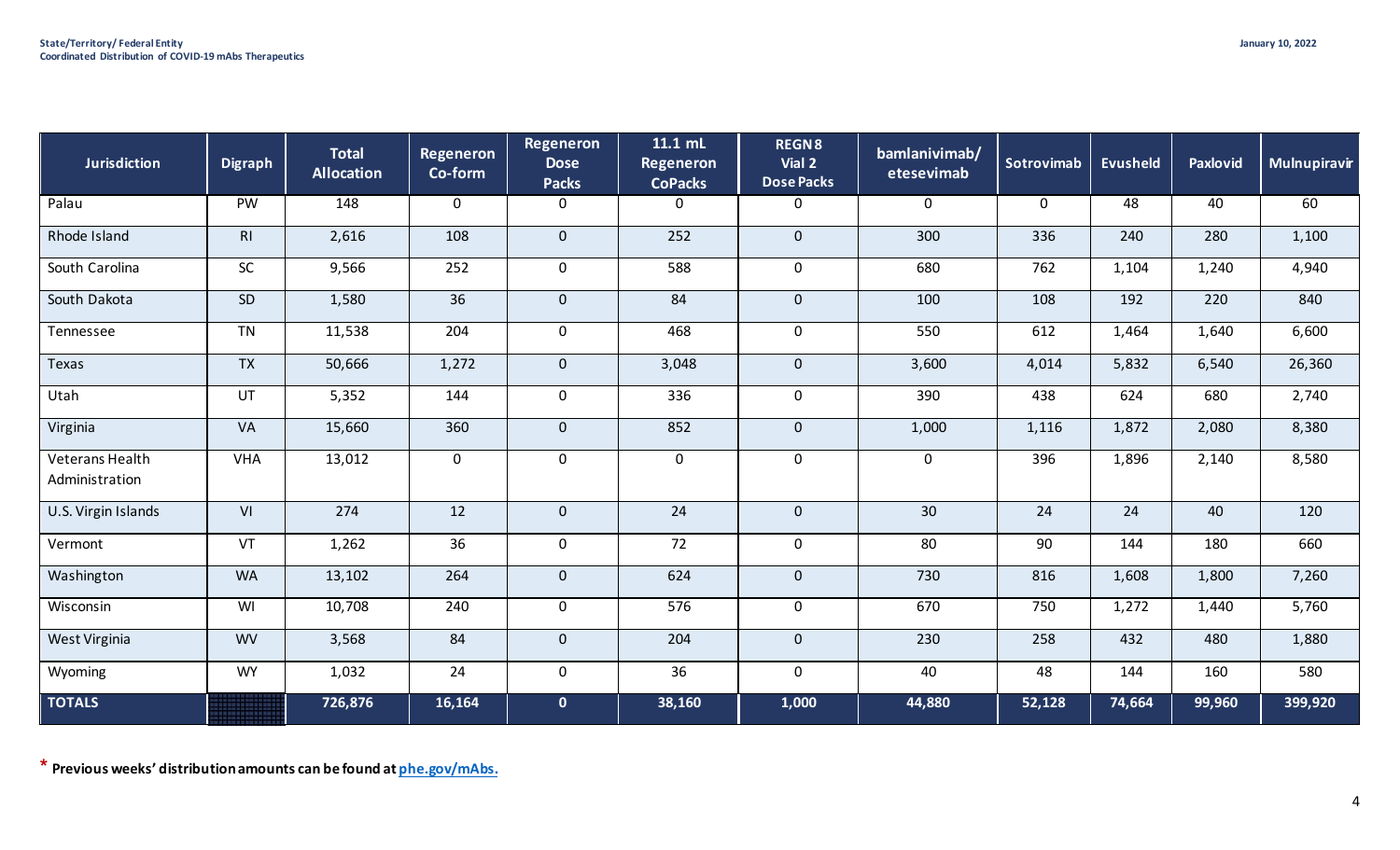**State/Territory/ Federal Entity**
**Coordinated Distribution of COVID-19 mAbs Therapeutics**

**January 10, 2022**

| Jurisdiction | Digraph | Total Allocation | Regeneron Co-form | Regeneron Dose Packs | 11.1 mL Regeneron CoPacks | REGN8 Vial 2 Dose Packs | bamlanivimab/ etesevimab | Sotrovimab | Evusheld | Paxlovid | Mulnupiravir |
|---|---|---|---|---|---|---|---|---|---|---|---|
| Palau | PW | 148 | 0 | 0 | 0 | 0 | 0 | 0 | 48 | 40 | 60 |
| Rhode Island | RI | 2,616 | 108 | 0 | 252 | 0 | 300 | 336 | 240 | 280 | 1,100 |
| South Carolina | SC | 9,566 | 252 | 0 | 588 | 0 | 680 | 762 | 1,104 | 1,240 | 4,940 |
| South Dakota | SD | 1,580 | 36 | 0 | 84 | 0 | 100 | 108 | 192 | 220 | 840 |
| Tennessee | TN | 11,538 | 204 | 0 | 468 | 0 | 550 | 612 | 1,464 | 1,640 | 6,600 |
| Texas | TX | 50,666 | 1,272 | 0 | 3,048 | 0 | 3,600 | 4,014 | 5,832 | 6,540 | 26,360 |
| Utah | UT | 5,352 | 144 | 0 | 336 | 0 | 390 | 438 | 624 | 680 | 2,740 |
| Virginia | VA | 15,660 | 360 | 0 | 852 | 0 | 1,000 | 1,116 | 1,872 | 2,080 | 8,380 |
| Veterans Health Administration | VHA | 13,012 | 0 | 0 | 0 | 0 | 0 | 396 | 1,896 | 2,140 | 8,580 |
| U.S. Virgin Islands | VI | 274 | 12 | 0 | 24 | 0 | 30 | 24 | 24 | 40 | 120 |
| Vermont | VT | 1,262 | 36 | 0 | 72 | 0 | 80 | 90 | 144 | 180 | 660 |
| Washington | WA | 13,102 | 264 | 0 | 624 | 0 | 730 | 816 | 1,608 | 1,800 | 7,260 |
| Wisconsin | WI | 10,708 | 240 | 0 | 576 | 0 | 670 | 750 | 1,272 | 1,440 | 5,760 |
| West Virginia | WV | 3,568 | 84 | 0 | 204 | 0 | 230 | 258 | 432 | 480 | 1,880 |
| Wyoming | WY | 1,032 | 24 | 0 | 36 | 0 | 40 | 48 | 144 | 160 | 580 |
| **TOTALS** | | **726,876** | **16,164** | **0** | **38,160** | **1,000** | **44,880** | **52,128** | **74,664** | **99,960** | **399,920** |

* **Previous weeks' distribution amounts can be found at [phe.gov/mAbs.](phe.gov/mAbs)**